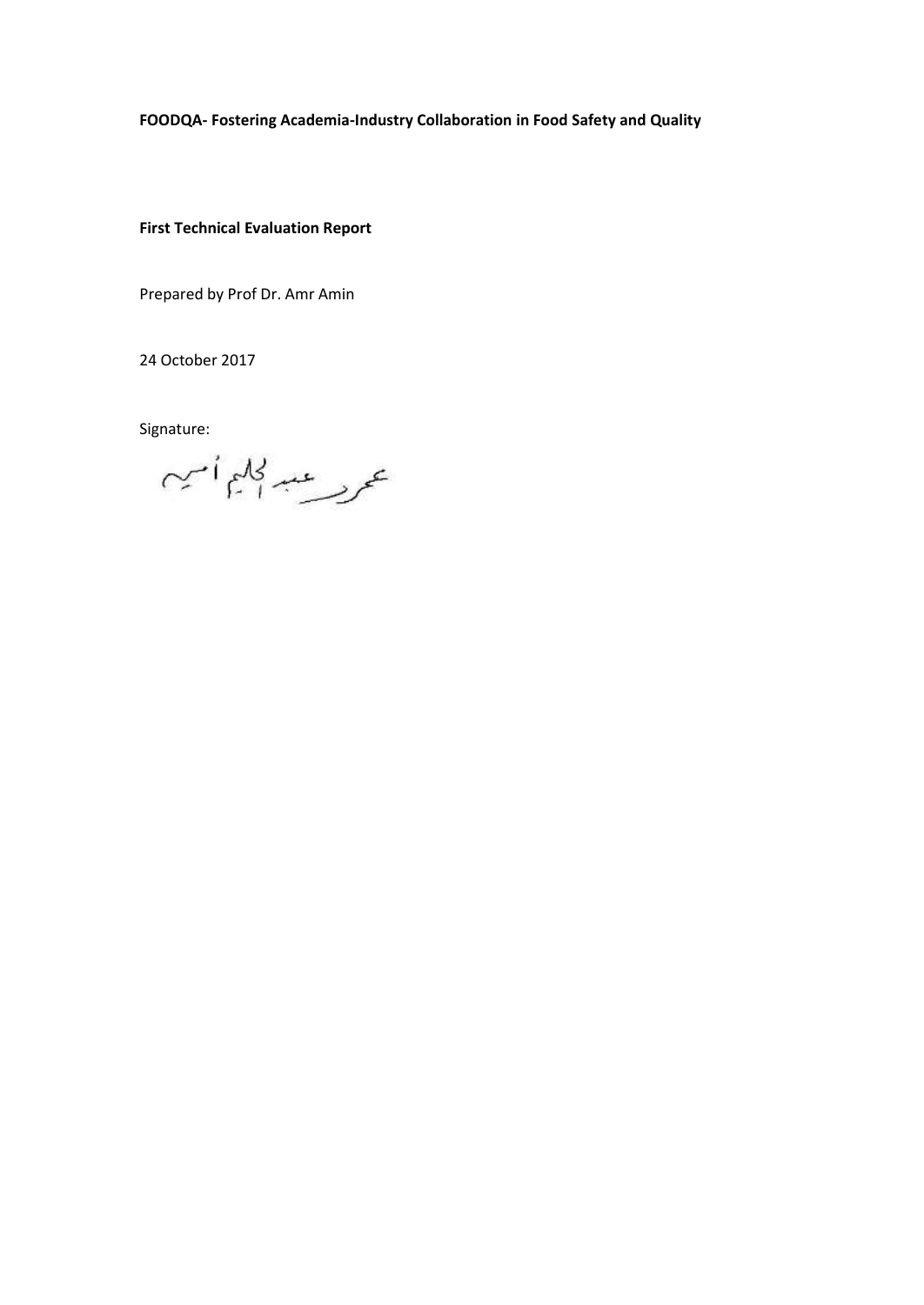**FOODQA- Fostering Academia-Industry Collaboration in Food Safety and Quality**

**First Technical Evaluation Report**

Prepared by Prof Dr. Amr Amin

24 October 2017

Signature: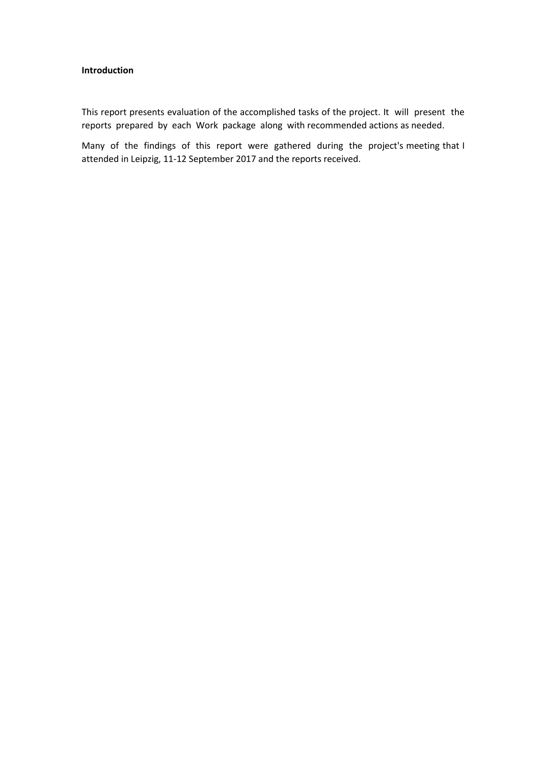**Introduction**

This report presents evaluation of the accomplished tasks of the project. It will present the reports prepared by each Work package along with recommended actions as needed.

Many of the findings of this report were gathered during the project's meeting that I attended in Leipzig, 11-12 September 2017 and the reports received.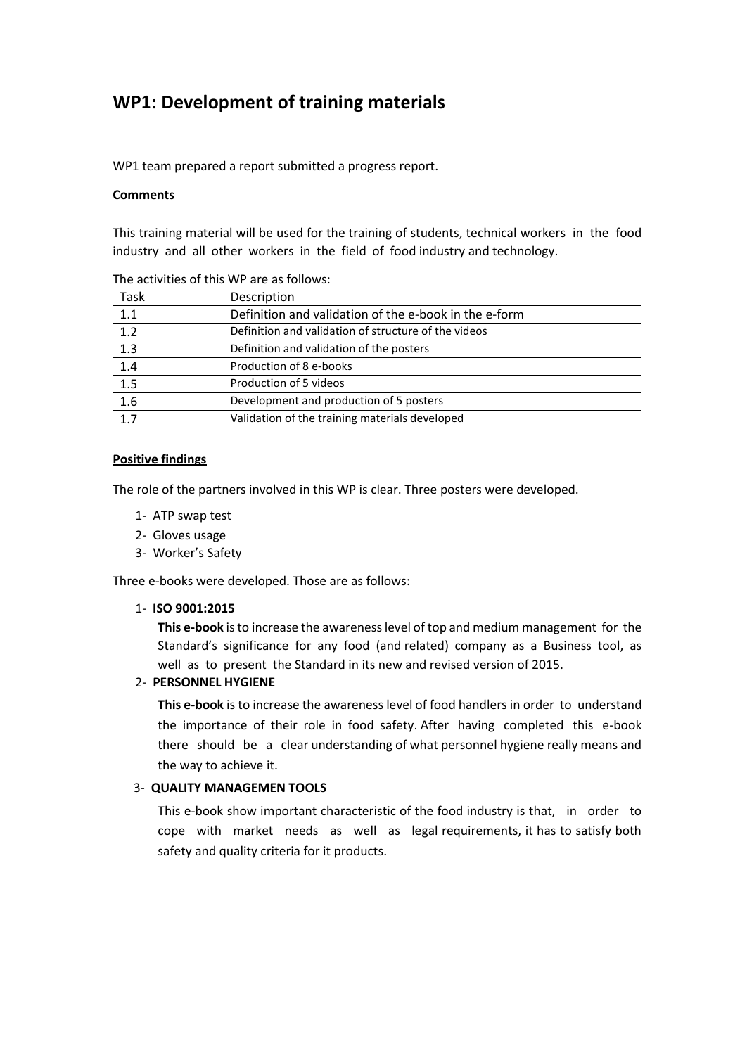## WP1: Development of training materials

WP1 team prepared a report submitted a progress report.

**Comments**

This training material will be used for the training of students, technical workers in the food industry and all other workers in the field of food industry and technology.

The activities of this WP are as follows:

| Task | Description |
|---|---|
| 1.1 | Definition and validation of the e-book in the e-form |
| 1.2 | Definition and validation of structure of the videos |
| 1.3 | Definition and validation of the posters |
| 1.4 | Production of 8 e-books |
| 1.5 | Production of 5 videos |
| 1.6 | Development and production of 5 posters |
| 1.7 | Validation of the training materials developed |

**<u>Positive findings</u>**

The role of the partners involved in this WP is clear. Three posters were developed.

1- ATP swap test
2- Gloves usage
3- Worker's Safety

Three e-books were developed. Those are as follows:

1- **ISO 9001:2015**

   **This e-book** is to increase the awareness level of top and medium management for the Standard's significance for any food (and related) company as a Business tool, as well as to present the Standard in its new and revised version of 2015.

2- **PERSONNEL HYGIENE**

   **This e-book** is to increase the awareness level of food handlers in order to understand the importance of their role in food safety. After having completed this e-book there should be a clear understanding of what personnel hygiene really means and the way to achieve it.

3- **QUALITY MANAGEMEN TOOLS**

   This e-book show important characteristic of the food industry is that, in order to cope with market needs as well as legal requirements, it has to satisfy both safety and quality criteria for it products.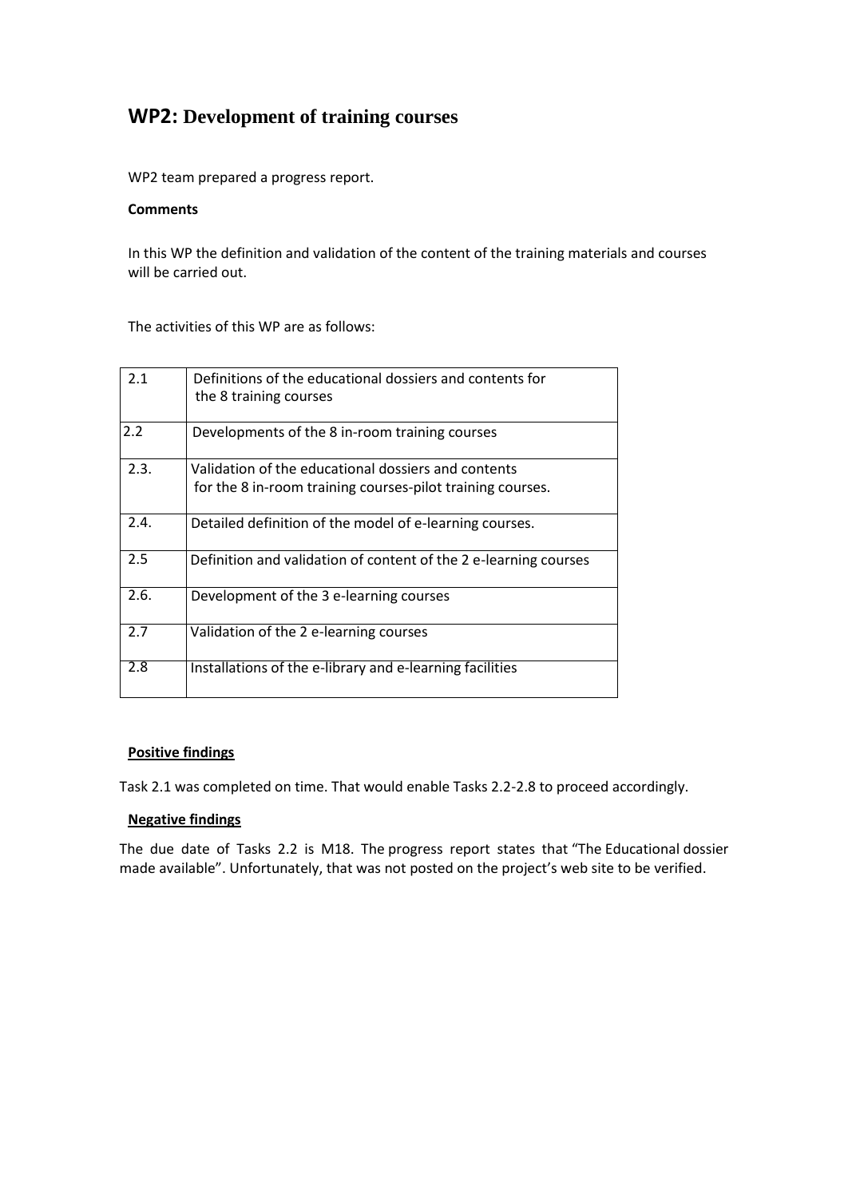## WP2: Development of training courses

WP2 team prepared a progress report.

**Comments**

In this WP the definition and validation of the content of the training materials and courses will be carried out.

The activities of this WP are as follows:

| | |
|---|---|
| 2.1 | Definitions of the educational dossiers and contents for the 8 training courses |
| 2.2 | Developments of the 8 in-room training courses |
| 2.3. | Validation of the educational dossiers and contents for the 8 in-room training courses-pilot training courses. |
| 2.4. | Detailed definition of the model of e-learning courses. |
| 2.5 | Definition and validation of content of the 2 e-learning courses |
| 2.6. | Development of the 3 e-learning courses |
| 2.7 | Validation of the 2 e-learning courses |
| 2.8 | Installations of the e-library and e-learning facilities |

**Positive findings**

Task 2.1 was completed on time. That would enable Tasks 2.2-2.8 to proceed accordingly.

**Negative findings**

The due date of Tasks 2.2 is M18. The progress report states that "The Educational dossier made available". Unfortunately, that was not posted on the project's web site to be verified.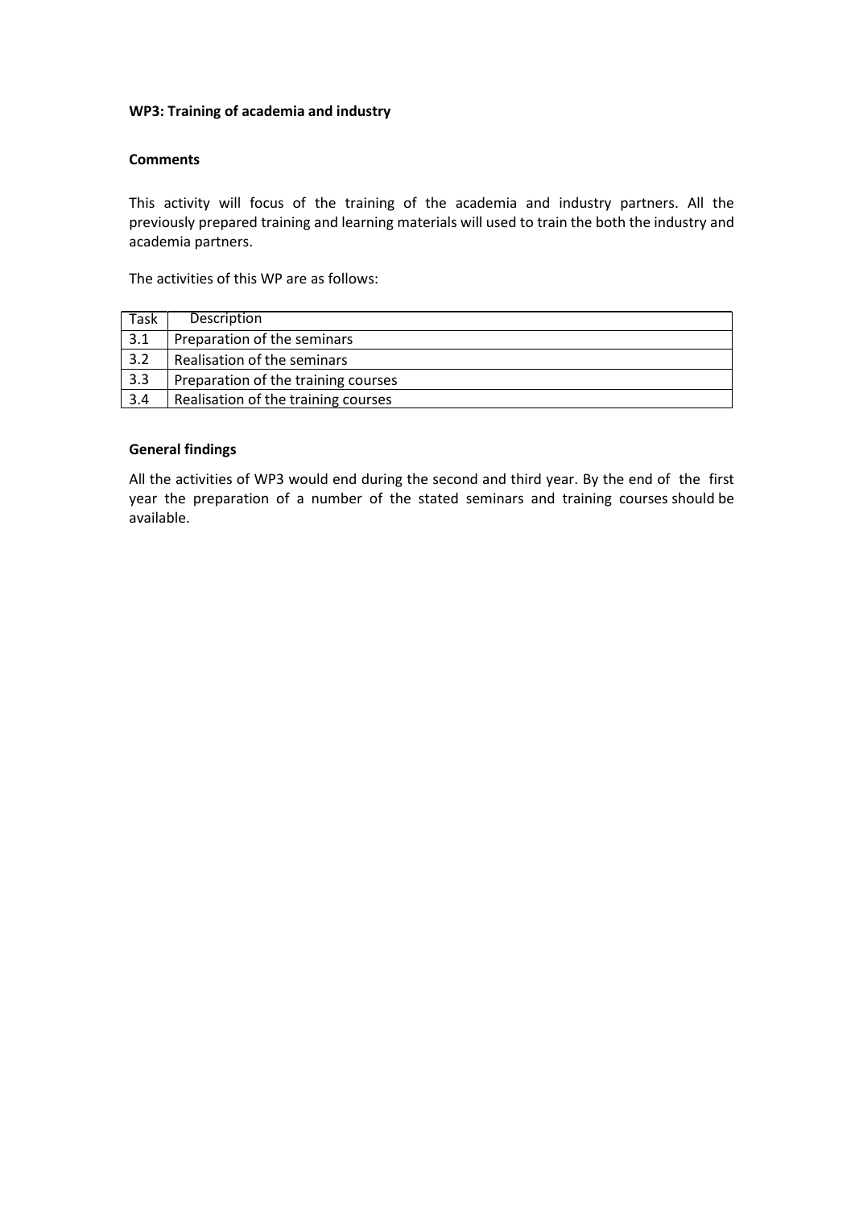**WP3: Training of academia and industry**

**Comments**

This activity will focus of the training of the academia and industry partners. All the previously prepared training and learning materials will used to train the both the industry and academia partners.

The activities of this WP are as follows:

| Task | Description |
|---|---|
| 3.1 | Preparation of the seminars |
| 3.2 | Realisation of the seminars |
| 3.3 | Preparation of the training courses |
| 3.4 | Realisation of the training courses |

**General findings**

All the activities of WP3 would end during the second and third year. By the end of the first year the preparation of a number of the stated seminars and training courses should be available.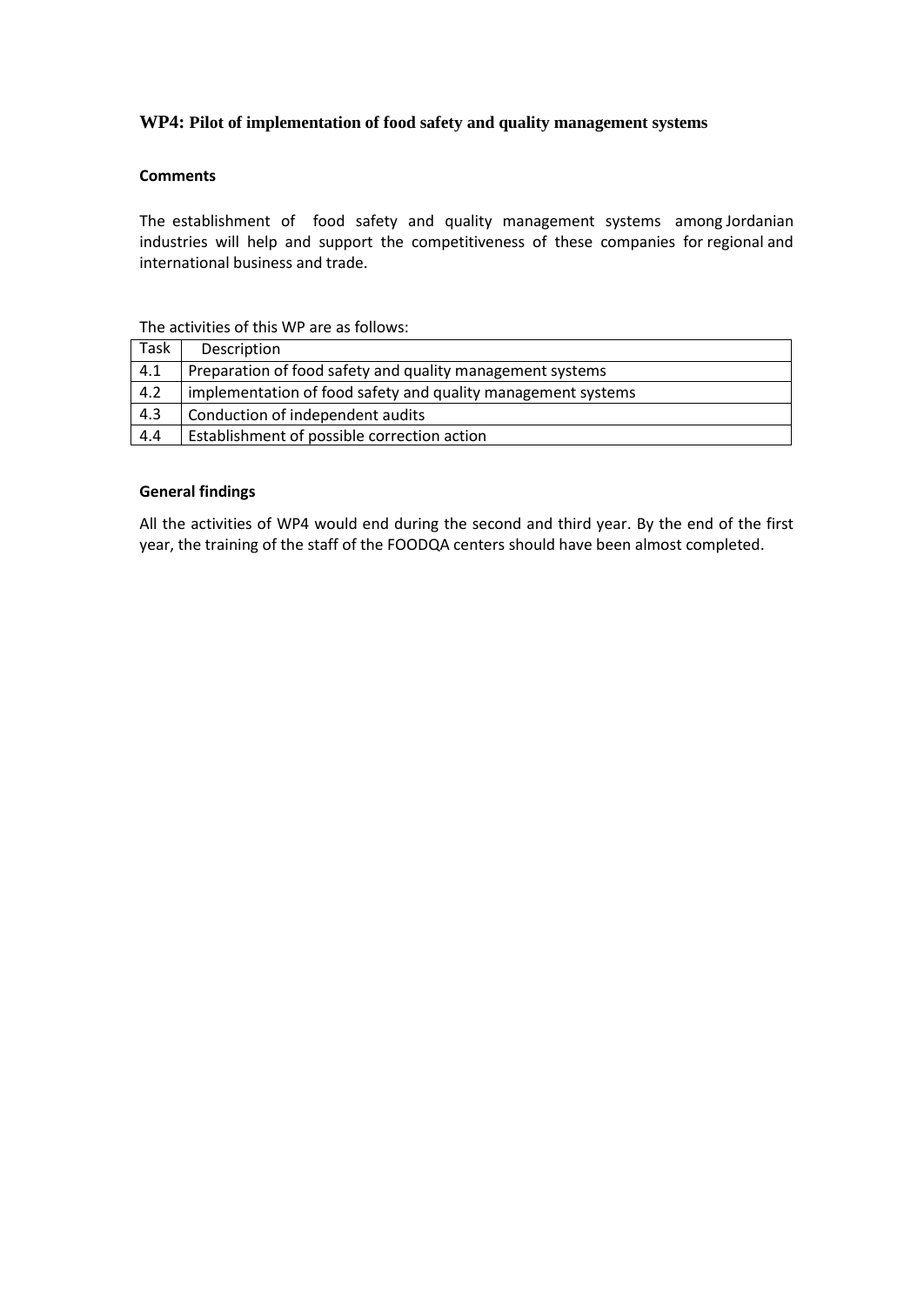## WP4: Pilot of implementation of food safety and quality management systems

**Comments**

The establishment of food safety and quality management systems among Jordanian industries will help and support the competitiveness of these companies for regional and international business and trade.

The activities of this WP are as follows:

| Task | Description |
|---|---|
| 4.1 | Preparation of food safety and quality management systems |
| 4.2 | implementation of food safety and quality management systems |
| 4.3 | Conduction of independent audits |
| 4.4 | Establishment of possible correction action |

**General findings**

All the activities of WP4 would end during the second and third year. By the end of the first year, the training of the staff of the FOODQA centers should have been almost completed.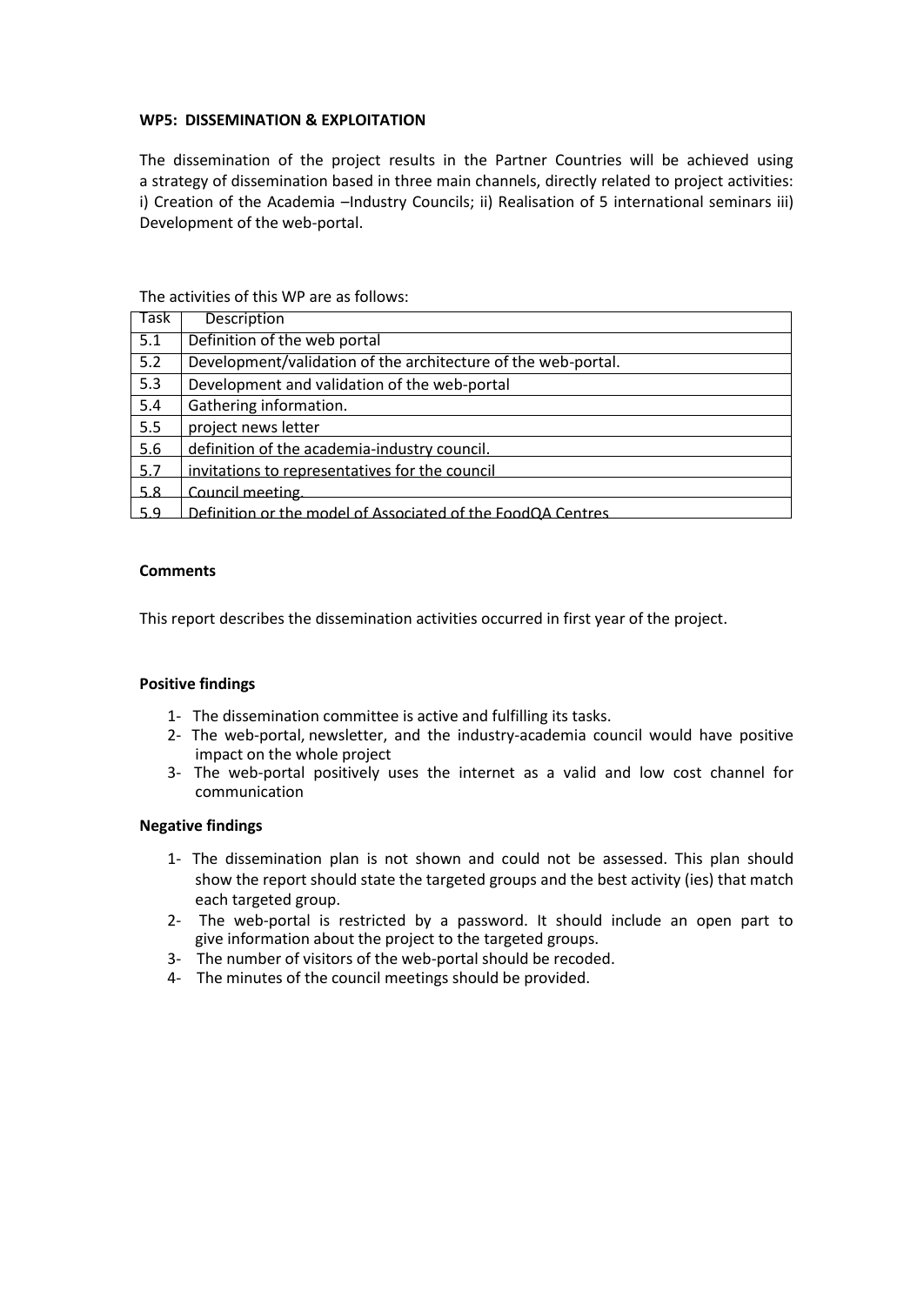**WP5: DISSEMINATION & EXPLOITATION**

The dissemination of the project results in the Partner Countries will be achieved using a strategy of dissemination based in three main channels, directly related to project activities: i) Creation of the Academia –Industry Councils; ii) Realisation of 5 international seminars iii) Development of the web-portal.

The activities of this WP are as follows:

| Task | Description |
|---|---|
| 5.1 | Definition of the web portal |
| 5.2 | Development/validation of the architecture of the web-portal. |
| 5.3 | Development and validation of the web-portal |
| 5.4 | Gathering information. |
| 5.5 | project news letter |
| 5.6 | definition of the academia-industry council. |
| 5.7 | invitations to representatives for the council |
| 5.8 | Council meeting. |
| 5.9 | Definition or the model of Associated of the FoodQA Centres |

**Comments**

This report describes the dissemination activities occurred in first year of the project.

**Positive findings**

1- The dissemination committee is active and fulfilling its tasks.
2- The web-portal, newsletter, and the industry-academia council would have positive impact on the whole project
3- The web-portal positively uses the internet as a valid and low cost channel for communication

**Negative findings**

1- The dissemination plan is not shown and could not be assessed. This plan should show the report should state the targeted groups and the best activity (ies) that match each targeted group.
2- The web-portal is restricted by a password. It should include an open part to give information about the project to the targeted groups.
3- The number of visitors of the web-portal should be recoded.
4- The minutes of the council meetings should be provided.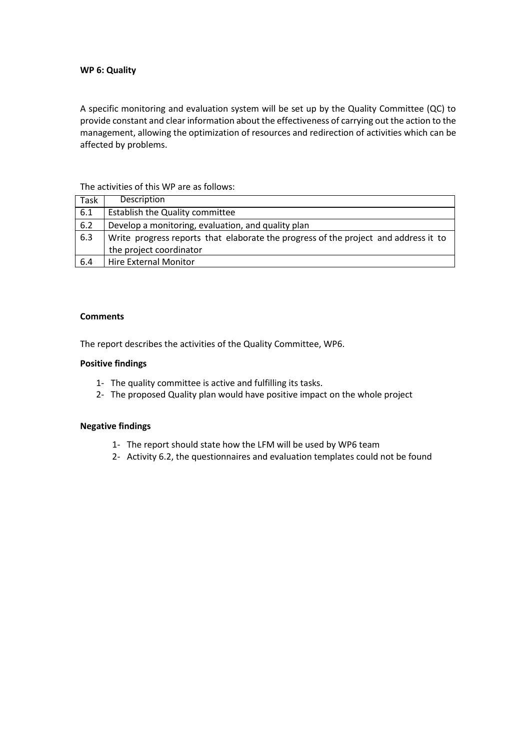**WP 6: Quality**

A specific monitoring and evaluation system will be set up by the Quality Committee (QC) to provide constant and clear information about the effectiveness of carrying out the action to the management, allowing the optimization of resources and redirection of activities which can be affected by problems.

The activities of this WP are as follows:

| Task | Description |
|---|---|
| 6.1 | Establish the Quality committee |
| 6.2 | Develop a monitoring, evaluation, and quality plan |
| 6.3 | Write progress reports that elaborate the progress of the project and address it to the project coordinator |
| 6.4 | Hire External Monitor |

**Comments**

The report describes the activities of the Quality Committee, WP6.

**Positive findings**

1- The quality committee is active and fulfilling its tasks.
2- The proposed Quality plan would have positive impact on the whole project

**Negative findings**

1- The report should state how the LFM will be used by WP6 team
2- Activity 6.2, the questionnaires and evaluation templates could not be found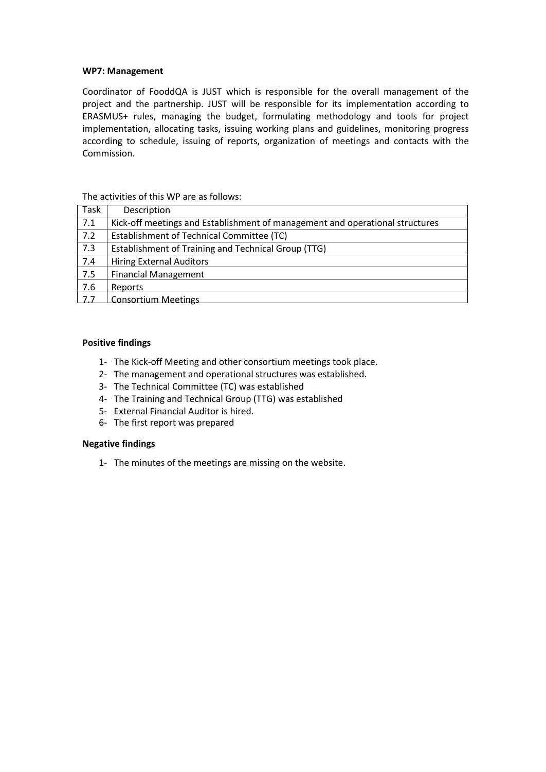**WP7: Management**

Coordinator of FooddQA is JUST which is responsible for the overall management of the project and the partnership. JUST will be responsible for its implementation according to ERASMUS+ rules, managing the budget, formulating methodology and tools for project implementation, allocating tasks, issuing working plans and guidelines, monitoring progress according to schedule, issuing of reports, organization of meetings and contacts with the Commission.

The activities of this WP are as follows:

| Task | Description |
|---|---|
| 7.1 | Kick-off meetings and Establishment of management and operational structures |
| 7.2 | Establishment of Technical Committee (TC) |
| 7.3 | Establishment of Training and Technical Group (TTG) |
| 7.4 | Hiring External Auditors |
| 7.5 | Financial Management |
| 7.6 | Reports |
| 7.7 | Consortium Meetings |

**Positive findings**

1- The Kick-off Meeting and other consortium meetings took place.
2- The management and operational structures was established.
3- The Technical Committee (TC) was established
4- The Training and Technical Group (TTG) was established
5- External Financial Auditor is hired.
6- The first report was prepared

**Negative findings**

1- The minutes of the meetings are missing on the website.